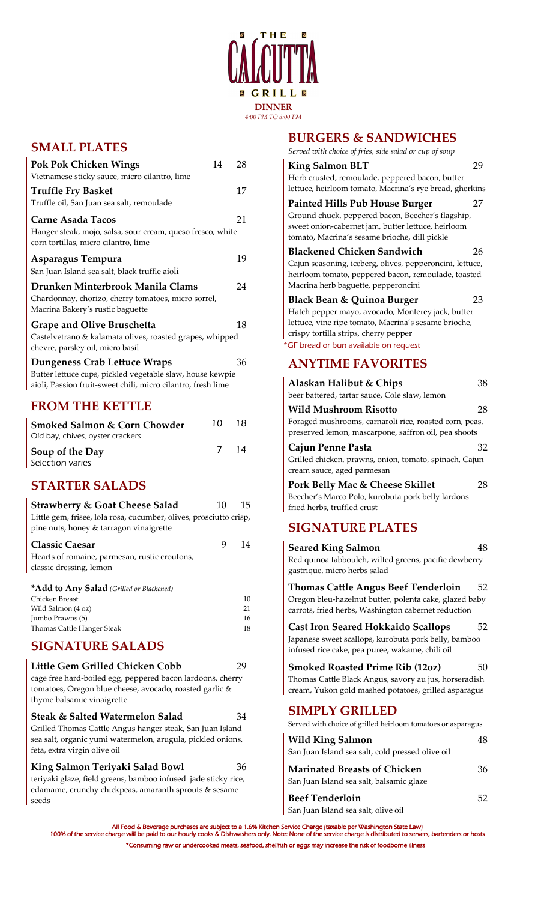# THE CALCUTTA GRILL

**DINNER**

*4:00 PM TO 8:00 PM*

## SMALL PLATES

**Pok Pok Chicken Wings** 14 28
Vietnamese sticky sauce, micro cilantro, lime

**Truffle Fry Basket** 17
Truffle oil, San Juan sea salt, remoulade

**Carne Asada Tacos** 21
Hanger steak, mojo, salsa, sour cream, queso fresco, white corn tortillas, micro cilantro, lime

**Asparagus Tempura** 19
San Juan Island sea salt, black truffle aioli

**Drunken Minterbrook Manila Clams** 24
Chardonnay, chorizo, cherry tomatoes, micro sorrel, Macrina Bakery's rustic baguette

**Grape and Olive Bruschetta** 18
Castelvetrano & kalamata olives, roasted grapes, whipped chevre, parsley oil, micro basil

**Dungeness Crab Lettuce Wraps** 36
Butter lettuce cups, pickled vegetable slaw, house kewpie aioli, Passion fruit-sweet chili, micro cilantro, fresh lime

## FROM THE KETTLE

**Smoked Salmon & Corn Chowder** 10 18
Old bay, chives, oyster crackers

**Soup of the Day** 7 14
Selection varies

## STARTER SALADS

**Strawberry & Goat Cheese Salad** 10 15
Little gem, frisee, lola rosa, cucumber, olives, prosciutto crisp, pine nuts, honey & tarragon vinaigrette

**Classic Caesar** 9 14
Hearts of romaine, parmesan, rustic croutons, classic dressing, lemon

**\*Add to Any Salad** *(Grilled or Blackened)*

| | |
|---|---|
| Chicken Breast | 10 |
| Wild Salmon (4 oz) | 21 |
| Jumbo Prawns (5) | 16 |
| Thomas Cattle Hanger Steak | 18 |

## SIGNATURE SALADS

**Little Gem Grilled Chicken Cobb** 29
cage free hard-boiled egg, peppered bacon lardoons, cherry tomatoes, Oregon blue cheese, avocado, roasted garlic & thyme balsamic vinaigrette

**Steak & Salted Watermelon Salad** 34
Grilled Thomas Cattle Angus hanger steak, San Juan Island sea salt, organic yumi watermelon, arugula, pickled onions, feta, extra virgin olive oil

**King Salmon Teriyaki Salad Bowl** 36
teriyaki glaze, field greens, bamboo infused jade sticky rice, edamame, crunchy chickpeas, amaranth sprouts & sesame seeds

## BURGERS & SANDWICHES

*Served with choice of fries, side salad or cup of soup*

**King Salmon BLT** 29
Herb crusted, remoulade, peppered bacon, butter lettuce, heirloom tomato, Macrina's rye bread, gherkins

**Painted Hills Pub House Burger** 27
Ground chuck, peppered bacon, Beecher's flagship, sweet onion-cabernet jam, butter lettuce, heirloom tomato, Macrina's sesame brioche, dill pickle

**Blackened Chicken Sandwich** 26
Cajun seasoning, iceberg, olives, pepperoncini, lettuce, heirloom tomato, peppered bacon, remoulade, toasted Macrina herb baguette, pepperoncini

**Black Bean & Quinoa Burger** 23
Hatch pepper mayo, avocado, Monterey jack, butter lettuce, vine ripe tomato, Macrina's sesame brioche, crispy tortilla strips, cherry pepper

\*GF bread or bun available on request

## ANYTIME FAVORITES

**Alaskan Halibut & Chips** 38
beer battered, tartar sauce, Cole slaw, lemon

**Wild Mushroom Risotto** 28
Foraged mushrooms, carnaroli rice, roasted corn, peas, preserved lemon, mascarpone, saffron oil, pea shoots

**Cajun Penne Pasta** 32
Grilled chicken, prawns, onion, tomato, spinach, Cajun cream sauce, aged parmesan

**Pork Belly Mac & Cheese Skillet** 28
Beecher's Marco Polo, kurobuta pork belly lardons fried herbs, truffled crust

## SIGNATURE PLATES

**Seared King Salmon** 48
Red quinoa tabbouleh, wilted greens, pacific dewberry gastrique, micro herbs salad

**Thomas Cattle Angus Beef Tenderloin** 52
Oregon bleu-hazelnut butter, polenta cake, glazed baby carrots, fried herbs, Washington cabernet reduction

**Cast Iron Seared Hokkaido Scallops** 52
Japanese sweet scallops, kurobuta pork belly, bamboo infused rice cake, pea puree, wakame, chili oil

**Smoked Roasted Prime Rib (12oz)** 50
Thomas Cattle Black Angus, savory au jus, horseradish cream, Yukon gold mashed potatoes, grilled asparagus

## SIMPLY GRILLED

Served with choice of grilled heirloom tomatoes or asparagus

**Wild King Salmon** 48
San Juan Island sea salt, cold pressed olive oil

**Marinated Breasts of Chicken** 36
San Juan Island sea salt, balsamic glaze

**Beef Tenderloin** 52
San Juan Island sea salt, olive oil

All Food & Beverage purchases are subject to a 1.6% Kitchen Service Charge (taxable per Washington State Law)
100% of the service charge will be paid to our hourly cooks & Dishwashers only. Note: None of the service charge is distributed to servers, bartenders or hosts

\*Consuming raw or undercooked meats, seafood, shellfish or eggs may increase the risk of foodborne illness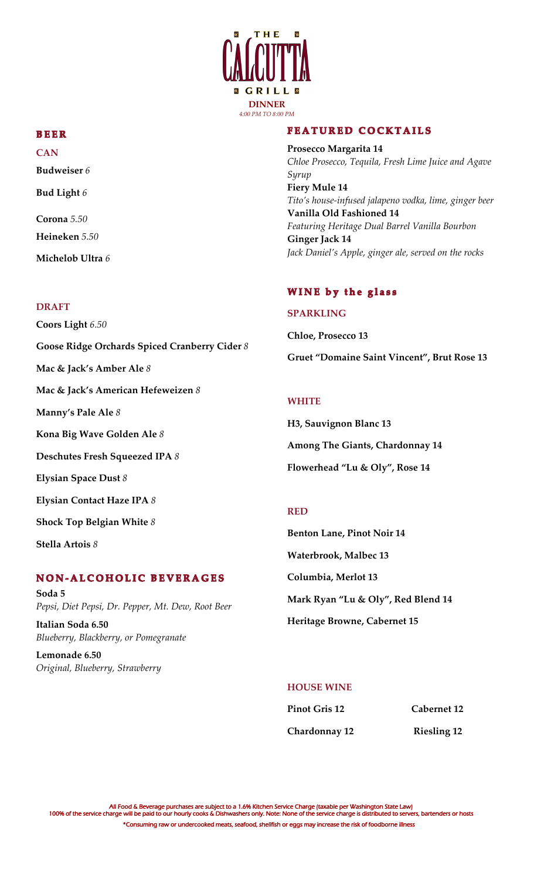# THE CALCUTTA GRILL

**DINNER**

*4:00 PM TO 8:00 PM*

## BEER

### CAN

**Budweiser** *6*

**Bud Light** *6*

**Corona** *5.50*

**Heineken** *5.50*

**Michelob Ultra** *6*

### DRAFT

**Coors Light** *6.50*

**Goose Ridge Orchards Spiced Cranberry Cider** *8*

**Mac & Jack's Amber Ale** *8*

**Mac & Jack's American Hefeweizen** *8*

**Manny's Pale Ale** *8*

**Kona Big Wave Golden Ale** *8*

**Deschutes Fresh Squeezed IPA** *8*

**Elysian Space Dust** *8*

**Elysian Contact Haze IPA** *8*

**Shock Top Belgian White** *8*

**Stella Artois** *8*

## NON-ALCOHOLIC BEVERAGES

**Soda 5**
*Pepsi, Diet Pepsi, Dr. Pepper, Mt. Dew, Root Beer*

**Italian Soda 6.50**
*Blueberry, Blackberry, or Pomegranate*

**Lemonade 6.50**
*Original, Blueberry, Strawberry*

## FEATURED COCKTAILS

**Prosecco Margarita 14**
*Chloe Prosecco, Tequila, Fresh Lime Juice and Agave Syrup*

**Fiery Mule 14**
*Tito's house-infused jalapeno vodka, lime, ginger beer*

**Vanilla Old Fashioned 14**
*Featuring Heritage Dual Barrel Vanilla Bourbon*

**Ginger Jack 14**
*Jack Daniel's Apple, ginger ale, served on the rocks*

## WINE by the glass

### SPARKLING

**Chloe, Prosecco 13**

**Gruet "Domaine Saint Vincent", Brut Rose 13**

### WHITE

**H3, Sauvignon Blanc 13**

**Among The Giants, Chardonnay 14**

**Flowerhead "Lu & Oly", Rose 14**

### RED

**Benton Lane, Pinot Noir 14**

**Waterbrook, Malbec 13**

**Columbia, Merlot 13**

**Mark Ryan "Lu & Oly", Red Blend 14**

**Heritage Browne, Cabernet 15**

### HOUSE WINE

**Pinot Gris 12**

**Chardonnay 12**

**Cabernet 12**

**Riesling 12**

All Food & Beverage purchases are subject to a 1.6% Kitchen Service Charge (taxable per Washington State Law)
100% of the service charge will be paid to our hourly cooks & Dishwashers only. Note: None of the service charge is distributed to servers, bartenders or hosts

*Consuming raw or undercooked meats, seafood, shellfish or eggs may increase the risk of foodborne illness